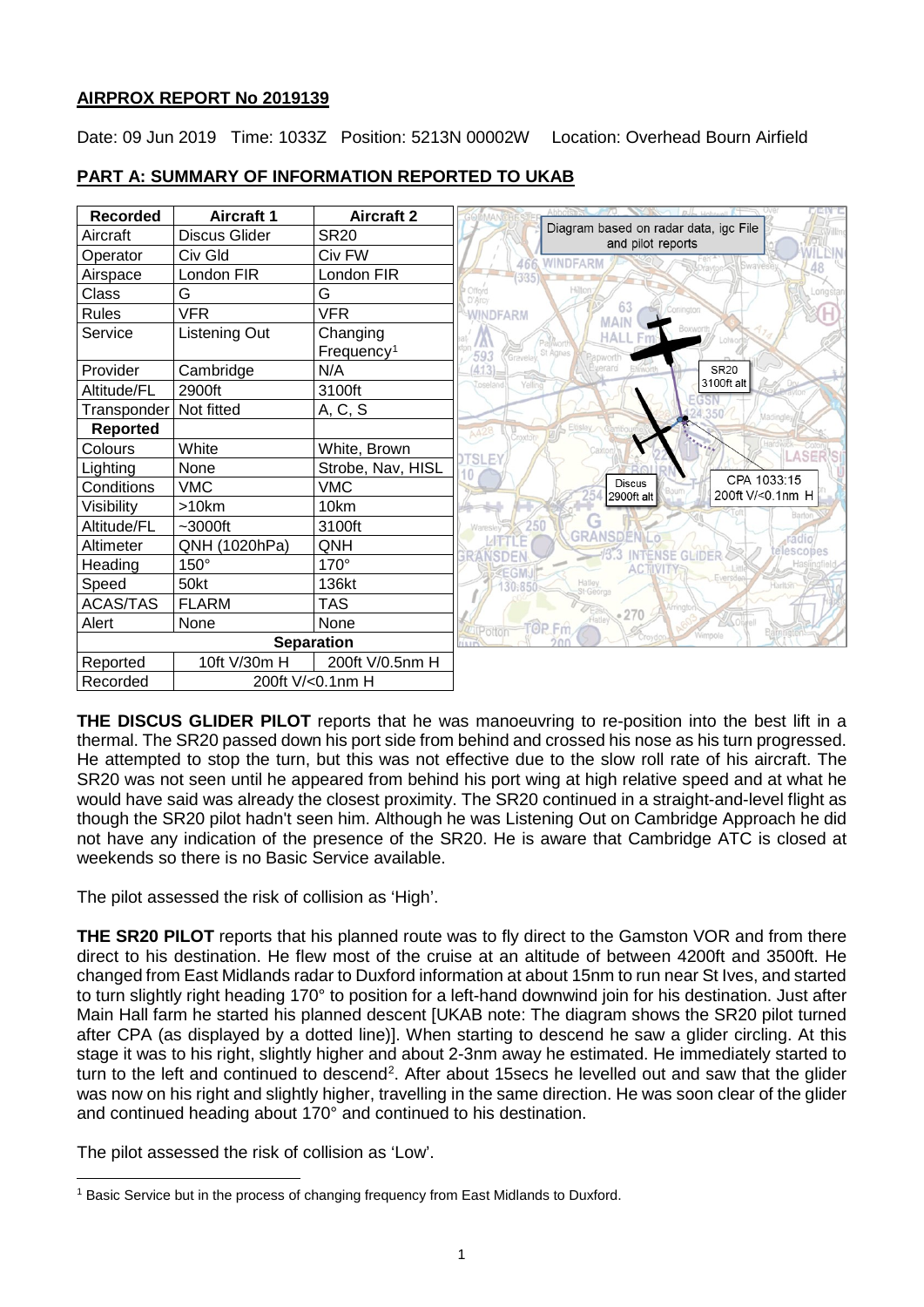**AIRPROX REPORT No 2019139**

Date: 09 Jun 2019 Time: 1033Z Position: 5213N 00002W Location: Overhead Bourn Airfield

## PART A: SUMMARY OF INFORMATION REPORTED TO UKAB

| Recorded | Aircraft 1 | Aircraft 2 |
|---|---|---|
| Aircraft | Discus Glider | SR20 |
| Operator | Civ Gld | Civ FW |
| Airspace | London FIR | London FIR |
| Class | G | G |
| Rules | VFR | VFR |
| Service | Listening Out | Changing Frequency[1] |
| Provider | Cambridge | N/A |
| Altitude/FL | 2900ft | 3100ft |
| Transponder | Not fitted | A, C, S |
| **Reported** | | |
| Colours | White | White, Brown |
| Lighting | None | Strobe, Nav, HISL |
| Conditions | VMC | VMC |
| Visibility | >10km | 10km |
| Altitude/FL | ~3000ft | 3100ft |
| Altimeter | QNH (1020hPa) | QNH |
| Heading | 150° | 170° |
| Speed | 50kt | 136kt |
| ACAS/TAS | FLARM | TAS |
| Alert | None | None |
| **Separation** | | |
| Reported | 10ft V/30m H | 200ft V/0.5nm H |
| Recorded | 200ft V/<0.1nm H | |

Diagram based on radar data, igc File and pilot reports

SR20 3100ft alt

Discus 2900ft alt

CPA 1033:15 200ft V/<0.1nm H

**THE DISCUS GLIDER PILOT** reports that he was manoeuvring to re-position into the best lift in a thermal. The SR20 passed down his port side from behind and crossed his nose as his turn progressed. He attempted to stop the turn, but this was not effective due to the slow roll rate of his aircraft. The SR20 was not seen until he appeared from behind his port wing at high relative speed and at what he would have said was already the closest proximity. The SR20 continued in a straight-and-level flight as though the SR20 pilot hadn't seen him. Although he was Listening Out on Cambridge Approach he did not have any indication of the presence of the SR20. He is aware that Cambridge ATC is closed at weekends so there is no Basic Service available.

The pilot assessed the risk of collision as 'High'.

**THE SR20 PILOT** reports that his planned route was to fly direct to the Gamston VOR and from there direct to his destination. He flew most of the cruise at an altitude of between 4200ft and 3500ft. He changed from East Midlands radar to Duxford information at about 15nm to run near St Ives, and started to turn slightly right heading 170° to position for a left-hand downwind join for his destination. Just after Main Hall farm he started his planned descent [UKAB note: The diagram shows the SR20 pilot turned after CPA (as displayed by a dotted line)]. When starting to descend he saw a glider circling. At this stage it was to his right, slightly higher and about 2-3nm away he estimated. He immediately started to turn to the left and continued to descend[2]. After about 15secs he levelled out and saw that the glider was now on his right and slightly higher, travelling in the same direction. He was soon clear of the glider and continued heading about 170° and continued to his destination.

The pilot assessed the risk of collision as 'Low'.

[1] Basic Service but in the process of changing frequency from East Midlands to Duxford.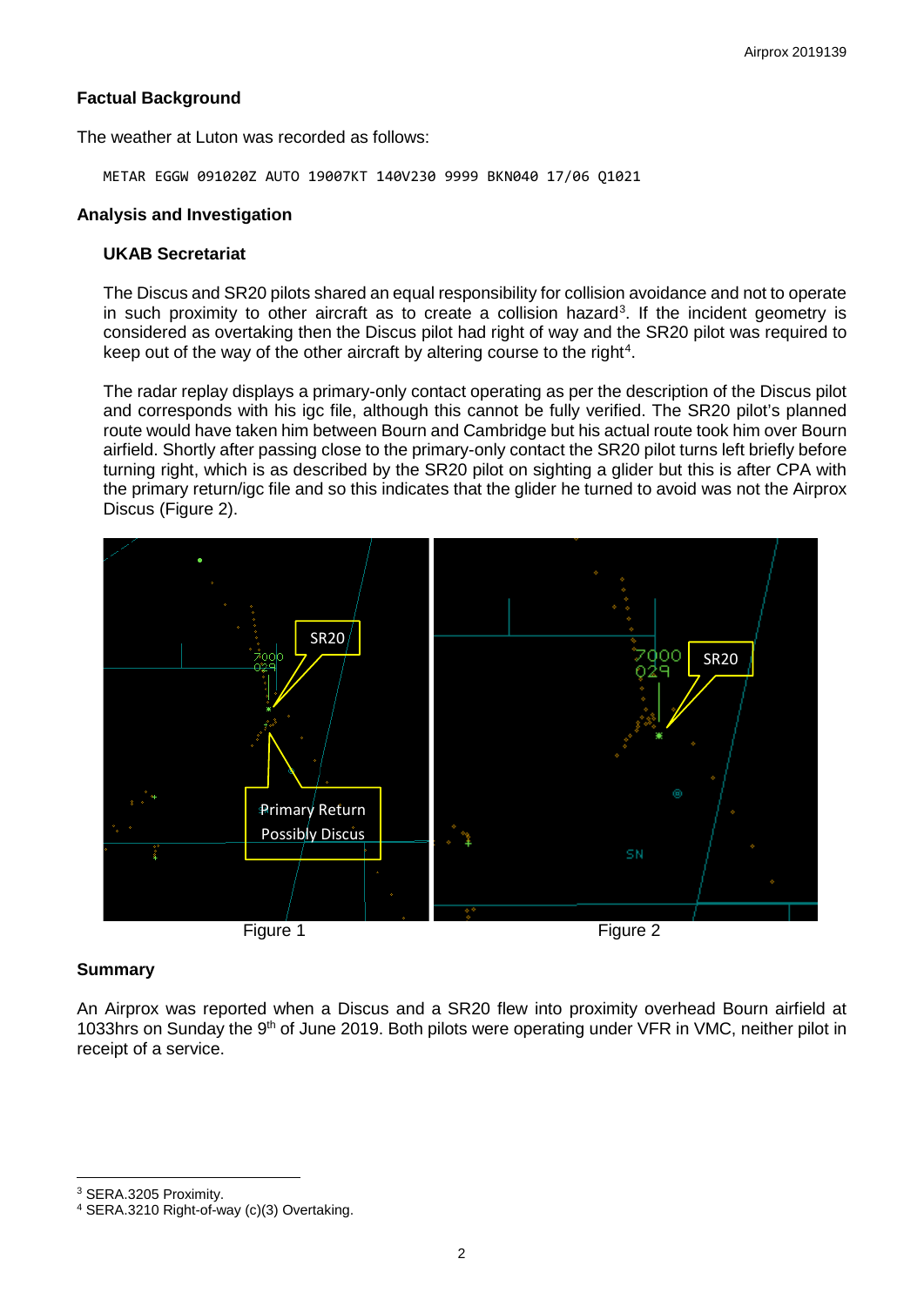**Factual Background**

The weather at Luton was recorded as follows:

```
METAR EGGW 091020Z AUTO 19007KT 140V230 9999 BKN040 17/06 Q1021
```

**Analysis and Investigation**

**UKAB Secretariat**

The Discus and SR20 pilots shared an equal responsibility for collision avoidance and not to operate in such proximity to other aircraft as to create a collision hazard[3]. If the incident geometry is considered as overtaking then the Discus pilot had right of way and the SR20 pilot was required to keep out of the way of the other aircraft by altering course to the right[4].

The radar replay displays a primary-only contact operating as per the description of the Discus pilot and corresponds with his igc file, although this cannot be fully verified. The SR20 pilot's planned route would have taken him between Bourn and Cambridge but his actual route took him over Bourn airfield. Shortly after passing close to the primary-only contact the SR20 pilot turns left briefly before turning right, which is as described by the SR20 pilot on sighting a glider but this is after CPA with the primary return/igc file and so this indicates that the glider he turned to avoid was not the Airprox Discus (Figure 2).

Figure 1 Figure 2

**Summary**

An Airprox was reported when a Discus and a SR20 flew into proximity overhead Bourn airfield at 1033hrs on Sunday the 9th of June 2019. Both pilots were operating under VFR in VMC, neither pilot in receipt of a service.

[3] SERA.3205 Proximity.

[4] SERA.3210 Right-of-way (c)(3) Overtaking.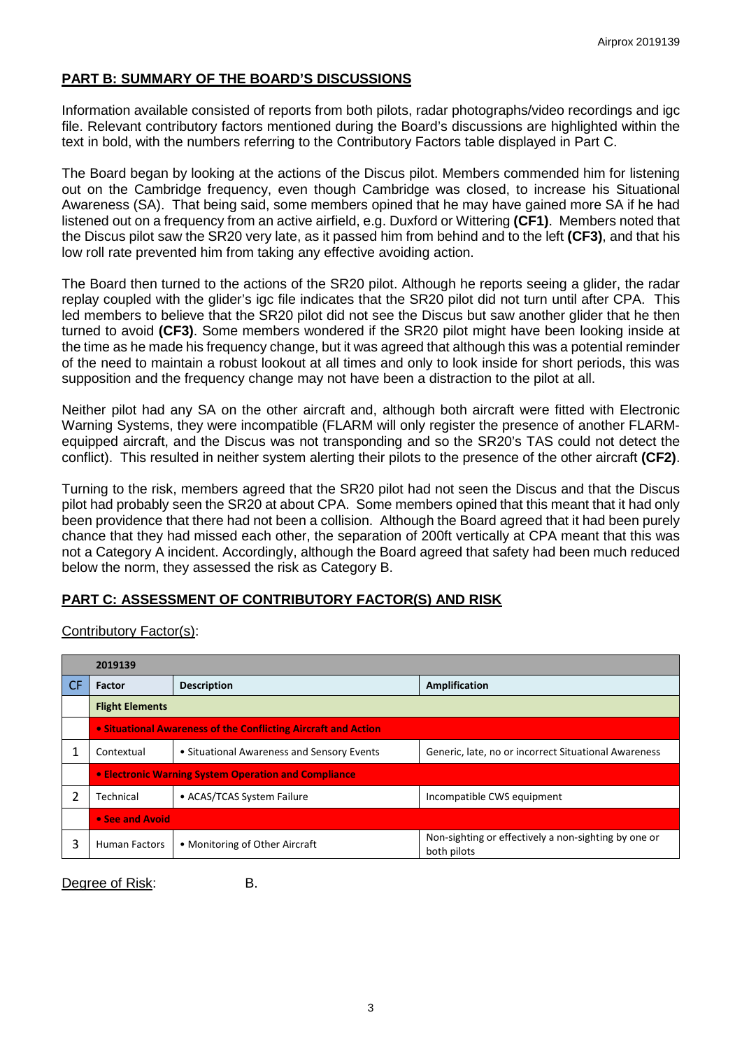## PART B: SUMMARY OF THE BOARD'S DISCUSSIONS

Information available consisted of reports from both pilots, radar photographs/video recordings and igc file. Relevant contributory factors mentioned during the Board's discussions are highlighted within the text in bold, with the numbers referring to the Contributory Factors table displayed in Part C.

The Board began by looking at the actions of the Discus pilot. Members commended him for listening out on the Cambridge frequency, even though Cambridge was closed, to increase his Situational Awareness (SA). That being said, some members opined that he may have gained more SA if he had listened out on a frequency from an active airfield, e.g. Duxford or Wittering **(CF1)**. Members noted that the Discus pilot saw the SR20 very late, as it passed him from behind and to the left **(CF3)**, and that his low roll rate prevented him from taking any effective avoiding action.

The Board then turned to the actions of the SR20 pilot. Although he reports seeing a glider, the radar replay coupled with the glider's igc file indicates that the SR20 pilot did not turn until after CPA. This led members to believe that the SR20 pilot did not see the Discus but saw another glider that he then turned to avoid **(CF3)**. Some members wondered if the SR20 pilot might have been looking inside at the time as he made his frequency change, but it was agreed that although this was a potential reminder of the need to maintain a robust lookout at all times and only to look inside for short periods, this was supposition and the frequency change may not have been a distraction to the pilot at all.

Neither pilot had any SA on the other aircraft and, although both aircraft were fitted with Electronic Warning Systems, they were incompatible (FLARM will only register the presence of another FLARM-equipped aircraft, and the Discus was not transponding and so the SR20's TAS could not detect the conflict). This resulted in neither system alerting their pilots to the presence of the other aircraft **(CF2)**.

Turning to the risk, members agreed that the SR20 pilot had not seen the Discus and that the Discus pilot had probably seen the SR20 at about CPA. Some members opined that this meant that it had only been providence that there had not been a collision. Although the Board agreed that it had been purely chance that they had missed each other, the separation of 200ft vertically at CPA meant that this was not a Category A incident. Accordingly, although the Board agreed that safety had been much reduced below the norm, they assessed the risk as Category B.

## PART C: ASSESSMENT OF CONTRIBUTORY FACTOR(S) AND RISK

Contributory Factor(s):

| | 2019139 | | |
|---|---|---|---|
| CF | Factor | Description | Amplification |
| | **Flight Elements** | | |
| | **• Situational Awareness of the Conflicting Aircraft and Action** | | |
| 1 | Contextual | • Situational Awareness and Sensory Events | Generic, late, no or incorrect Situational Awareness |
| | **• Electronic Warning System Operation and Compliance** | | |
| 2 | Technical | • ACAS/TCAS System Failure | Incompatible CWS equipment |
| | **• See and Avoid** | | |
| 3 | Human Factors | • Monitoring of Other Aircraft | Non-sighting or effectively a non-sighting by one or both pilots |

Degree of Risk: B.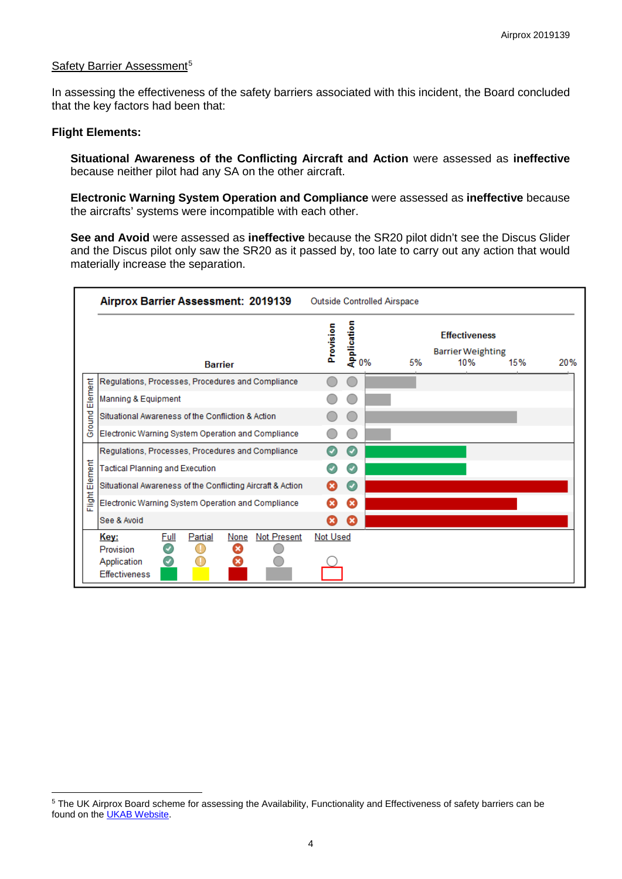Safety Barrier Assessment[5]

In assessing the effectiveness of the safety barriers associated with this incident, the Board concluded that the key factors had been that:

**Flight Elements:**

**Situational Awareness of the Conflicting Aircraft and Action** were assessed as **ineffective** because neither pilot had any SA on the other aircraft.

**Electronic Warning System Operation and Compliance** were assessed as **ineffective** because the aircrafts' systems were incompatible with each other.

**See and Avoid** were assessed as **ineffective** because the SR20 pilot didn't see the Discus Glider and the Discus pilot only saw the SR20 as it passed by, too late to carry out any action that would materially increase the separation.

**Airprox Barrier Assessment: 2019139** Outside Controlled Airspace

Barrier
Provision
Application
Effectiveness
Barrier Weighting
0% 5% 10% 15% 20%

Ground Element
Regulations, Processes, Procedures and Compliance
Manning & Equipment
Situational Awareness of the Confliction & Action
Electronic Warning System Operation and Compliance

Flight Element
Regulations, Processes, Procedures and Compliance
Tactical Planning and Execution
Situational Awareness of the Conflicting Aircraft & Action
Electronic Warning System Operation and Compliance
See & Avoid

Key: Full Partial None Not Present Not Used
Provision
Application
Effectiveness

[5] The UK Airprox Board scheme for assessing the Availability, Functionality and Effectiveness of safety barriers can be found on the UKAB Website.